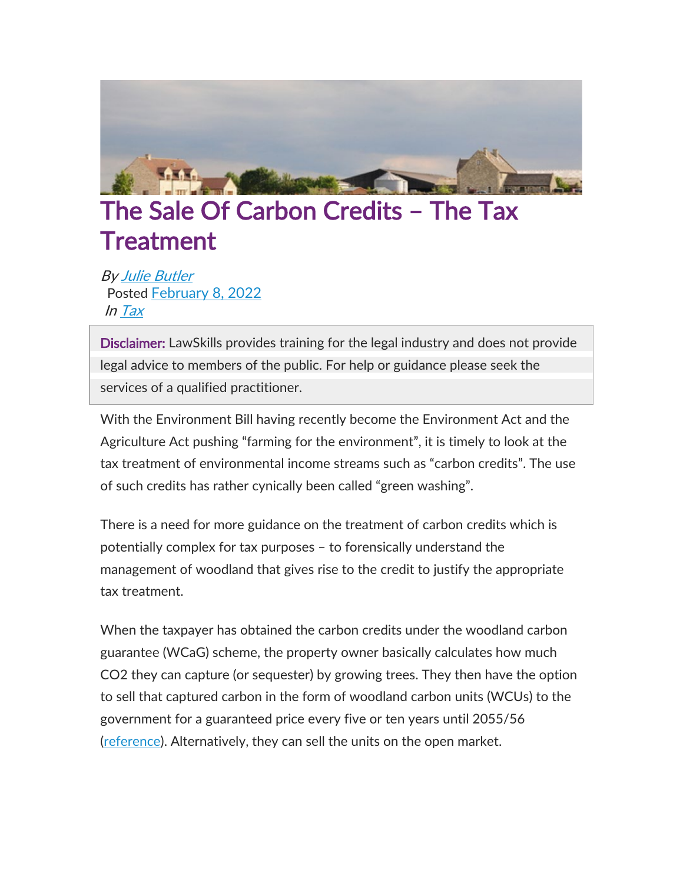# The Sale Of Carbon Credits – The Tax Treatment

*By* [Julie Butler](#)
Posted [February 8, 2022](#)
*In* [Tax](#)

**Disclaimer:** LawSkills provides training for the legal industry and does not provide legal advice to members of the public. For help or guidance please seek the services of a qualified practitioner.

With the Environment Bill having recently become the Environment Act and the Agriculture Act pushing "farming for the environment", it is timely to look at the tax treatment of environmental income streams such as "carbon credits". The use of such credits has rather cynically been called "green washing".

There is a need for more guidance on the treatment of carbon credits which is potentially complex for tax purposes – to forensically understand the management of woodland that gives rise to the credit to justify the appropriate tax treatment.

When the taxpayer has obtained the carbon credits under the woodland carbon guarantee (WCaG) scheme, the property owner basically calculates how much $CO_2$ they can capture (or sequester) by growing trees. They then have the option to sell that captured carbon in the form of woodland carbon units (WCUs) to the government for a guaranteed price every five or ten years until 2055/56 ([reference](#)). Alternatively, they can sell the units on the open market.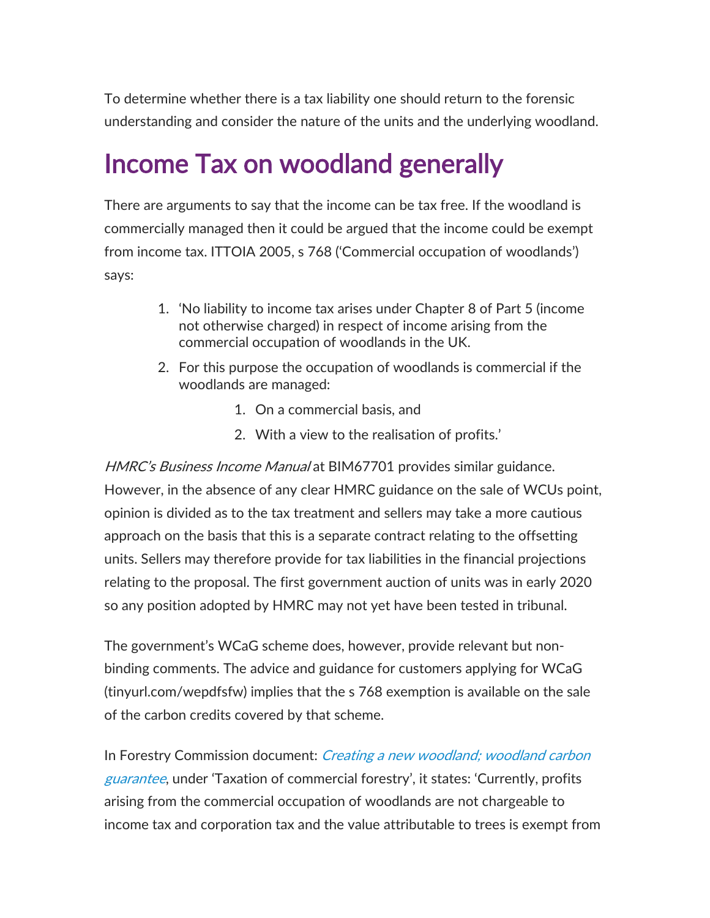To determine whether there is a tax liability one should return to the forensic understanding and consider the nature of the units and the underlying woodland.

## Income Tax on woodland generally

There are arguments to say that the income can be tax free. If the woodland is commercially managed then it could be argued that the income could be exempt from income tax. ITTOIA 2005, s 768 ('Commercial occupation of woodlands') says:

1. 'No liability to income tax arises under Chapter 8 of Part 5 (income not otherwise charged) in respect of income arising from the commercial occupation of woodlands in the UK.
2. For this purpose the occupation of woodlands is commercial if the woodlands are managed:
    1. On a commercial basis, and
    2. With a view to the realisation of profits.'

*HMRC's Business Income Manual* at BIM67701 provides similar guidance. However, in the absence of any clear HMRC guidance on the sale of WCUs point, opinion is divided as to the tax treatment and sellers may take a more cautious approach on the basis that this is a separate contract relating to the offsetting units. Sellers may therefore provide for tax liabilities in the financial projections relating to the proposal. The first government auction of units was in early 2020 so any position adopted by HMRC may not yet have been tested in tribunal.

The government's WCaG scheme does, however, provide relevant but non-binding comments. The advice and guidance for customers applying for WCaG (tinyurl.com/wepdfsfw) implies that the s 768 exemption is available on the sale of the carbon credits covered by that scheme.

In Forestry Commission document: *Creating a new woodland; woodland carbon guarantee*, under 'Taxation of commercial forestry', it states: 'Currently, profits arising from the commercial occupation of woodlands are not chargeable to income tax and corporation tax and the value attributable to trees is exempt from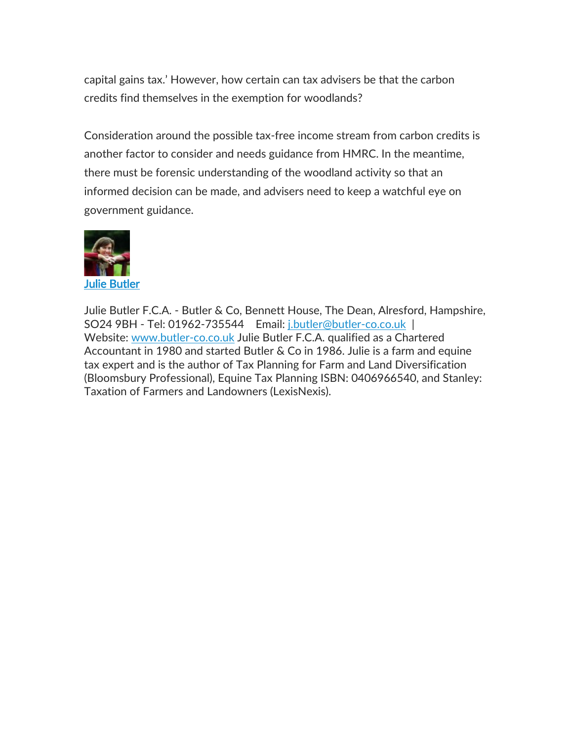capital gains tax.' However, how certain can tax advisers be that the carbon credits find themselves in the exemption for woodlands?

Consideration around the possible tax-free income stream from carbon credits is another factor to consider and needs guidance from HMRC. In the meantime, there must be forensic understanding of the woodland activity so that an informed decision can be made, and advisers need to keep a watchful eye on government guidance.

**Julie Butler**

Julie Butler F.C.A. - Butler & Co, Bennett House, The Dean, Alresford, Hampshire, SO24 9BH - Tel: 01962-735544 Email: j.butler@butler-co.co.uk | Website: www.butler-co.co.uk Julie Butler F.C.A. qualified as a Chartered Accountant in 1980 and started Butler & Co in 1986. Julie is a farm and equine tax expert and is the author of Tax Planning for Farm and Land Diversification (Bloomsbury Professional), Equine Tax Planning ISBN: 0406966540, and Stanley: Taxation of Farmers and Landowners (LexisNexis).